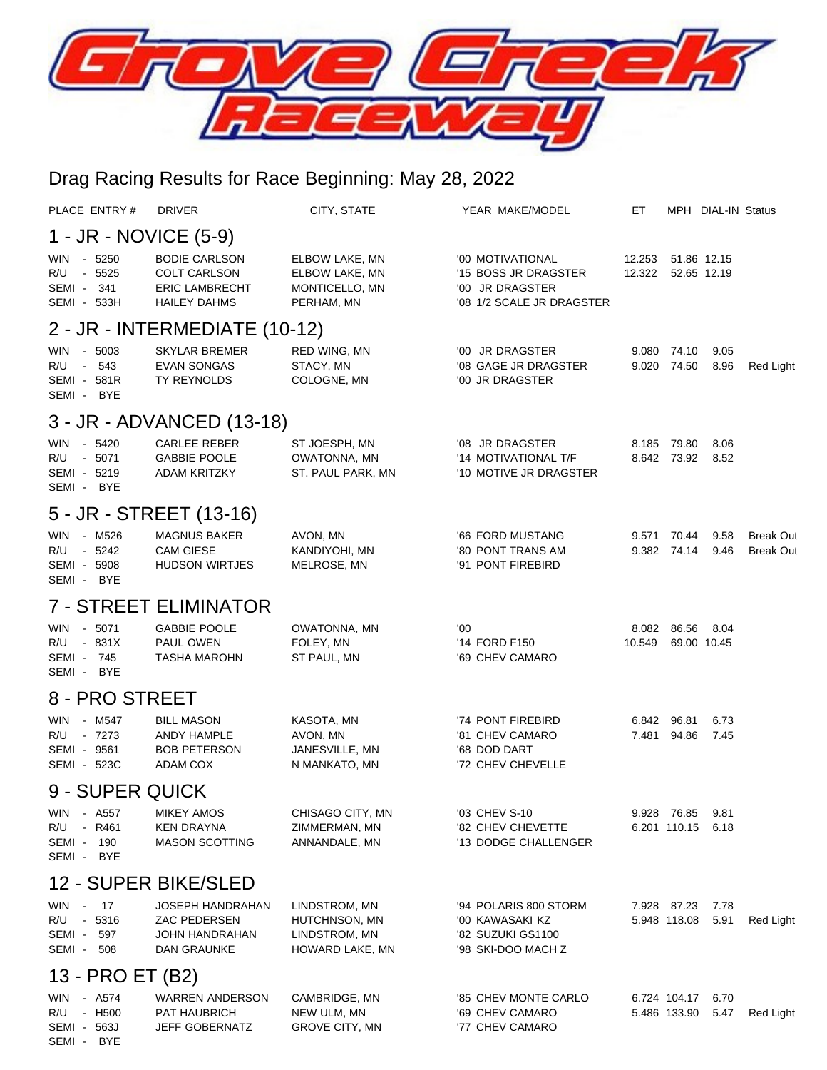# Grove Creek Raceway

## Drag Racing Results for Race Beginning: May 28, 2022

| PLACE | ENTRY # | DRIVER | CITY, STATE | YEAR MAKE/MODEL | ET | MPH | DIAL-IN | Status |
|---|---|---|---|---|---|---|---|---|
| **1 - JR - NOVICE (5-9)** | | | | | | | | |
| WIN | 5250 | BODIE CARLSON | ELBOW LAKE, MN | '00 MOTIVATIONAL | 12.253 | 51.86 | 12.15 | |
| R/U | 5525 | COLT CARLSON | ELBOW LAKE, MN | '15 BOSS JR DRAGSTER | 12.322 | 52.65 | 12.19 | |
| SEMI | 341 | ERIC LAMBRECHT | MONTICELLO, MN | '00 JR DRAGSTER | | | | |
| SEMI | 533H | HAILEY DAHMS | PERHAM, MN | '08 1/2 SCALE JR DRAGSTER | | | | |
| **2 - JR - INTERMEDIATE (10-12)** | | | | | | | | |
| WIN | 5003 | SKYLAR BREMER | RED WING, MN | '00 JR DRAGSTER | 9.080 | 74.10 | 9.05 | |
| R/U | 543 | EVAN SONGAS | STACY, MN | '08 GAGE JR DRAGSTER | 9.020 | 74.50 | 8.96 | Red Light |
| SEMI | 581R | TY REYNOLDS | COLOGNE, MN | '00 JR DRAGSTER | | | | |
| SEMI | BYE | | | | | | | |
| **3 - JR - ADVANCED (13-18)** | | | | | | | | |
| WIN | 5420 | CARLEE REBER | ST JOESPH, MN | '08 JR DRAGSTER | 8.185 | 79.80 | 8.06 | |
| R/U | 5071 | GABBIE POOLE | OWATONNA, MN | '14 MOTIVATIONAL T/F | 8.642 | 73.92 | 8.52 | |
| SEMI | 5219 | ADAM KRITZKY | ST. PAUL PARK, MN | '10 MOTIVE JR DRAGSTER | | | | |
| SEMI | BYE | | | | | | | |
| **5 - JR - STREET (13-16)** | | | | | | | | |
| WIN | M526 | MAGNUS BAKER | AVON, MN | '66 FORD MUSTANG | 9.571 | 70.44 | 9.58 | Break Out |
| R/U | 5242 | CAM GIESE | KANDIYOHI, MN | '80 PONT TRANS AM | 9.382 | 74.14 | 9.46 | Break Out |
| SEMI | 5908 | HUDSON WIRTJES | MELROSE, MN | '91 PONT FIREBIRD | | | | |
| SEMI | BYE | | | | | | | |
| **7 - STREET ELIMINATOR** | | | | | | | | |
| WIN | 5071 | GABBIE POOLE | OWATONNA, MN | '00 | 8.082 | 86.56 | 8.04 | |
| R/U | 831X | PAUL OWEN | FOLEY, MN | '14 FORD F150 | 10.549 | 69.00 | 10.45 | |
| SEMI | 745 | TASHA MAROHN | ST PAUL, MN | '69 CHEV CAMARO | | | | |
| SEMI | BYE | | | | | | | |
| **8 - PRO STREET** | | | | | | | | |
| WIN | M547 | BILL MASON | KASOTA, MN | '74 PONT FIREBIRD | 6.842 | 96.81 | 6.73 | |
| R/U | 7273 | ANDY HAMPLE | AVON, MN | '81 CHEV CAMARO | 7.481 | 94.86 | 7.45 | |
| SEMI | 9561 | BOB PETERSON | JANESVILLE, MN | '68 DOD DART | | | | |
| SEMI | 523C | ADAM COX | N MANKATO, MN | '72 CHEV CHEVELLE | | | | |
| **9 - SUPER QUICK** | | | | | | | | |
| WIN | A557 | MIKEY AMOS | CHISAGO CITY, MN | '03 CHEV S-10 | 9.928 | 76.85 | 9.81 | |
| R/U | R461 | KEN DRAYNA | ZIMMERMAN, MN | '82 CHEV CHEVETTE | 6.201 | 110.15 | 6.18 | |
| SEMI | 190 | MASON SCOTTING | ANNANDALE, MN | '13 DODGE CHALLENGER | | | | |
| SEMI | BYE | | | | | | | |
| **12 - SUPER BIKE/SLED** | | | | | | | | |
| WIN | 17 | JOSEPH HANDRAHAN | LINDSTROM, MN | '94 POLARIS 800 STORM | 7.928 | 87.23 | 7.78 | |
| R/U | 5316 | ZAC PEDERSEN | HUTCHNSON, MN | '00 KAWASAKI KZ | 5.948 | 118.08 | 5.91 | Red Light |
| SEMI | 597 | JOHN HANDRAHAN | LINDSTROM, MN | '82 SUZUKI GS1100 | | | | |
| SEMI | 508 | DAN GRAUNKE | HOWARD LAKE, MN | '98 SKI-DOO MACH Z | | | | |
| **13 - PRO ET (B2)** | | | | | | | | |
| WIN | A574 | WARREN ANDERSON | CAMBRIDGE, MN | '85 CHEV MONTE CARLO | 6.724 | 104.17 | 6.70 | |
| R/U | H500 | PAT HAUBRICH | NEW ULM, MN | '69 CHEV CAMARO | 5.486 | 133.90 | 5.47 | Red Light |
| SEMI | 563J | JEFF GOBERNATZ | GROVE CITY, MN | '77 CHEV CAMARO | | | | |
| SEMI | BYE | | | | | | | |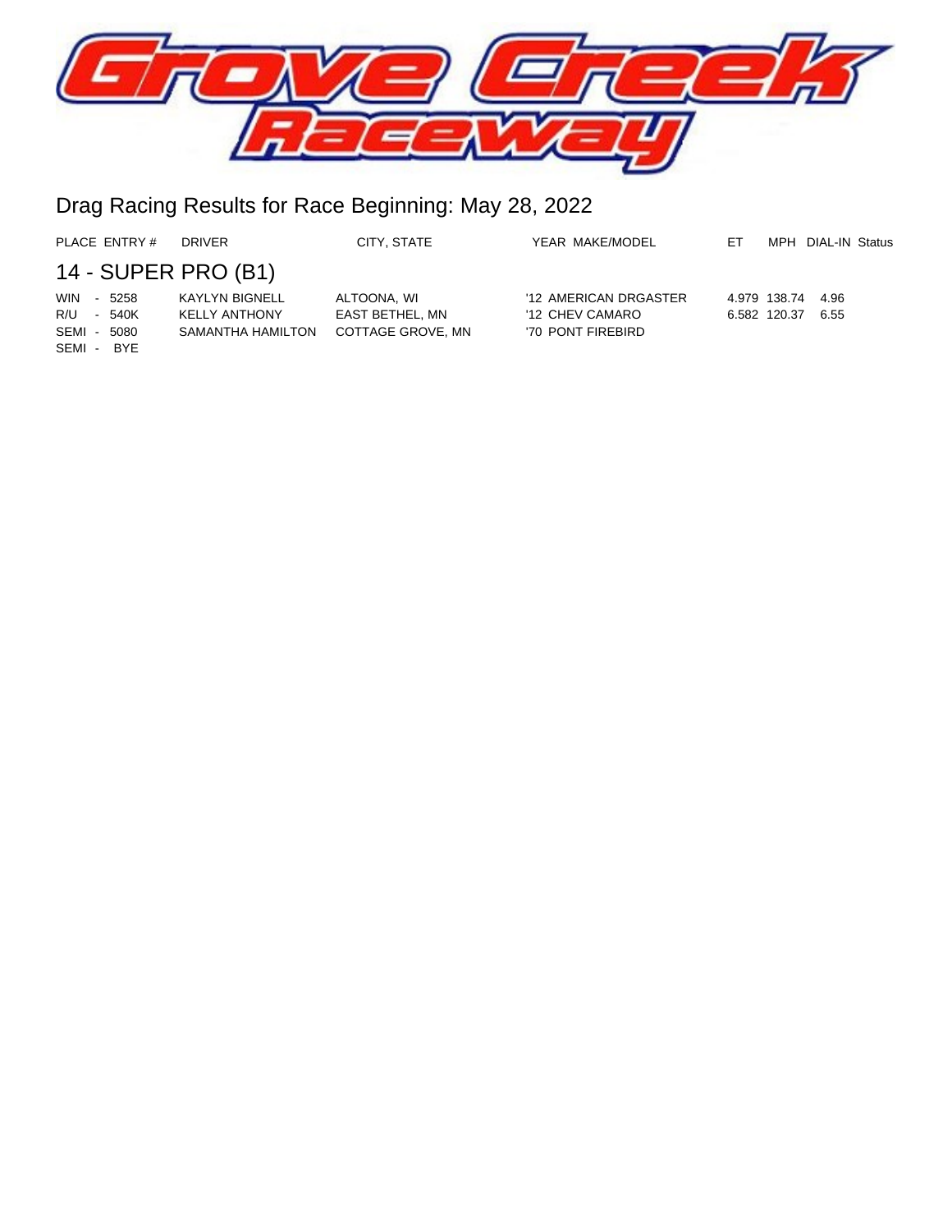Grove Creek Raceway

## Drag Racing Results for Race Beginning: May 28, 2022

### 14 - SUPER PRO (B1)

| PLACE | ENTRY # | DRIVER | CITY, STATE | YEAR MAKE/MODEL | ET | MPH | DIAL-IN | Status |
|---|---|---|---|---|---|---|---|---|
| WIN | 5258 | KAYLYN BIGNELL | ALTOONA, WI | '12 AMERICAN DRGASTER | 4.979 | 138.74 | 4.96 | |
| R/U | 540K | KELLY ANTHONY | EAST BETHEL, MN | '12 CHEV CAMARO | 6.582 | 120.37 | 6.55 | |
| SEMI | 5080 | SAMANTHA HAMILTON | COTTAGE GROVE, MN | '70 PONT FIREBIRD | | | | |
| SEMI | BYE | | | | | | | |